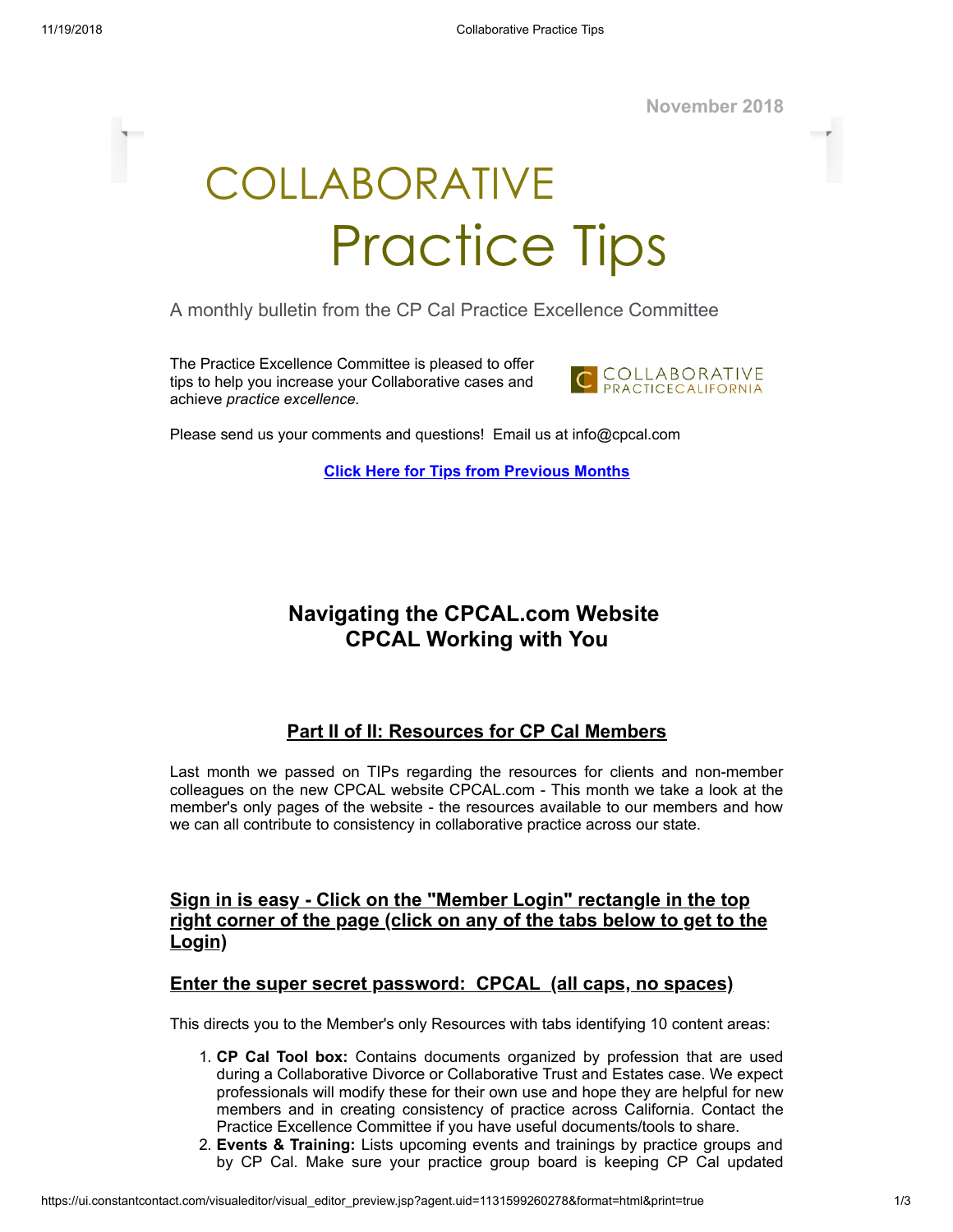November 2018

# COLLABORATIVE Practice Tips

A monthly bulletin from the CP Cal Practice Excellence Committee

The Practice Excellence Committee is pleased to offer tips to help you increase your Collaborative cases and achieve *practice excellence.*

COLLABORATIVE PRACTICECALIFORNIA

Please send us your comments and questions! Email us at info@cpcal.com

**Click Here for Tips from Previous Months**

## Navigating the CPCAL.com Website
## CPCAL Working with You

### Part II of II: Resources for CP Cal Members

Last month we passed on TIPs regarding the resources for clients and non-member colleagues on the new CPCAL website CPCAL.com - This month we take a look at the member's only pages of the website - the resources available to our members and how we can all contribute to consistency in collaborative practice across our state.

### Sign in is easy - Click on the "Member Login" rectangle in the top right corner of the page (click on any of the tabs below to get to the Login)

### Enter the super secret password: CPCAL (all caps, no spaces)

This directs you to the Member's only Resources with tabs identifying 10 content areas:

1. **CP Cal Tool box:** Contains documents organized by profession that are used during a Collaborative Divorce or Collaborative Trust and Estates case. We expect professionals will modify these for their own use and hope they are helpful for new members and in creating consistency of practice across California. Contact the Practice Excellence Committee if you have useful documents/tools to share.
2. **Events & Training:** Lists upcoming events and trainings by practice groups and by CP Cal. Make sure your practice group board is keeping CP Cal updated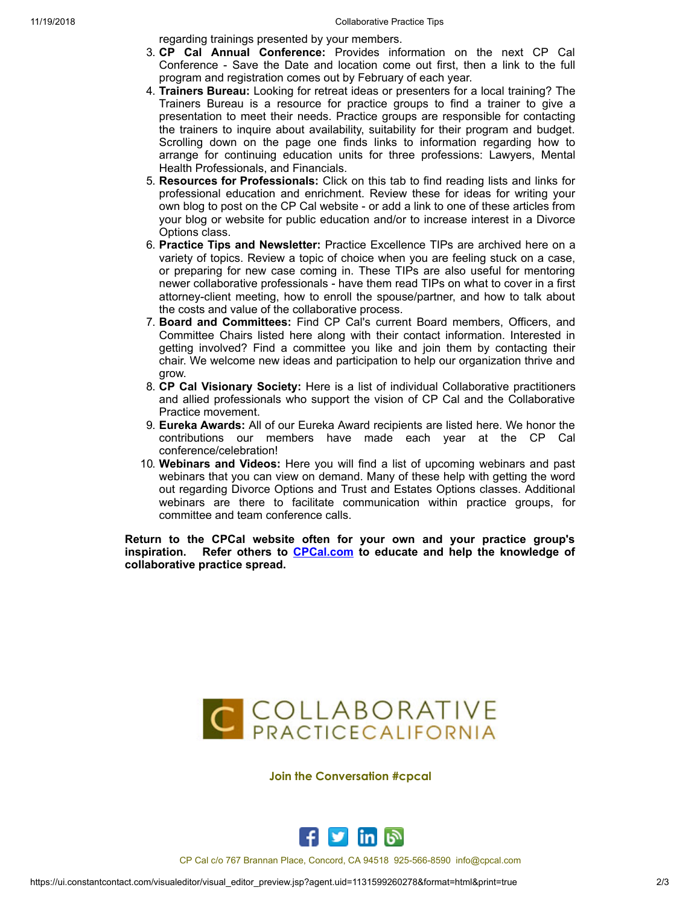regarding trainings presented by your members.

3. **CP Cal Annual Conference:** Provides information on the next CP Cal Conference - Save the Date and location come out first, then a link to the full program and registration comes out by February of each year.
4. **Trainers Bureau:** Looking for retreat ideas or presenters for a local training? The Trainers Bureau is a resource for practice groups to find a trainer to give a presentation to meet their needs. Practice groups are responsible for contacting the trainers to inquire about availability, suitability for their program and budget. Scrolling down on the page one finds links to information regarding how to arrange for continuing education units for three professions: Lawyers, Mental Health Professionals, and Financials.
5. **Resources for Professionals:** Click on this tab to find reading lists and links for professional education and enrichment. Review these for ideas for writing your own blog to post on the CP Cal website - or add a link to one of these articles from your blog or website for public education and/or to increase interest in a Divorce Options class.
6. **Practice Tips and Newsletter:** Practice Excellence TIPs are archived here on a variety of topics. Review a topic of choice when you are feeling stuck on a case, or preparing for new case coming in. These TIPs are also useful for mentoring newer collaborative professionals - have them read TIPs on what to cover in a first attorney-client meeting, how to enroll the spouse/partner, and how to talk about the costs and value of the collaborative process.
7. **Board and Committees:** Find CP Cal's current Board members, Officers, and Committee Chairs listed here along with their contact information. Interested in getting involved? Find a committee you like and join them by contacting their chair. We welcome new ideas and participation to help our organization thrive and grow.
8. **CP Cal Visionary Society:** Here is a list of individual Collaborative practitioners and allied professionals who support the vision of CP Cal and the Collaborative Practice movement.
9. **Eureka Awards:** All of our Eureka Award recipients are listed here. We honor the contributions our members have made each year at the CP Cal conference/celebration!
10. **Webinars and Videos:** Here you will find a list of upcoming webinars and past webinars that you can view on demand. Many of these help with getting the word out regarding Divorce Options and Trust and Estates Options classes. Additional webinars are there to facilitate communication within practice groups, for committee and team conference calls.

**Return to the CPCal website often for your own and your practice group's inspiration. Refer others to [CPCal.com](http://CPCal.com) to educate and help the knowledge of collaborative practice spread.**

COLLABORATIVE PRACTICECALIFORNIA

**Join the Conversation #cpcal**

CP Cal c/o 767 Brannan Place, Concord, CA 94518 925-566-8590 info@cpcal.com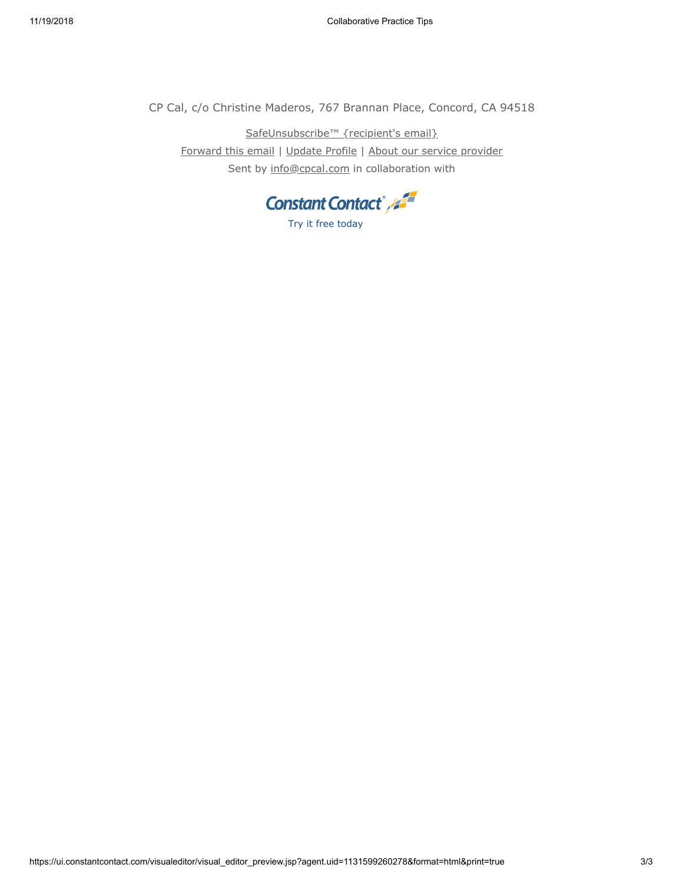CP Cal, c/o Christine Maderos, 767 Brannan Place, Concord, CA 94518

SafeUnsubscribe™ {recipient's email}

Forward this email | Update Profile | About our service provider

Sent by info@cpcal.com in collaboration with

Constant Contact

Try it free today